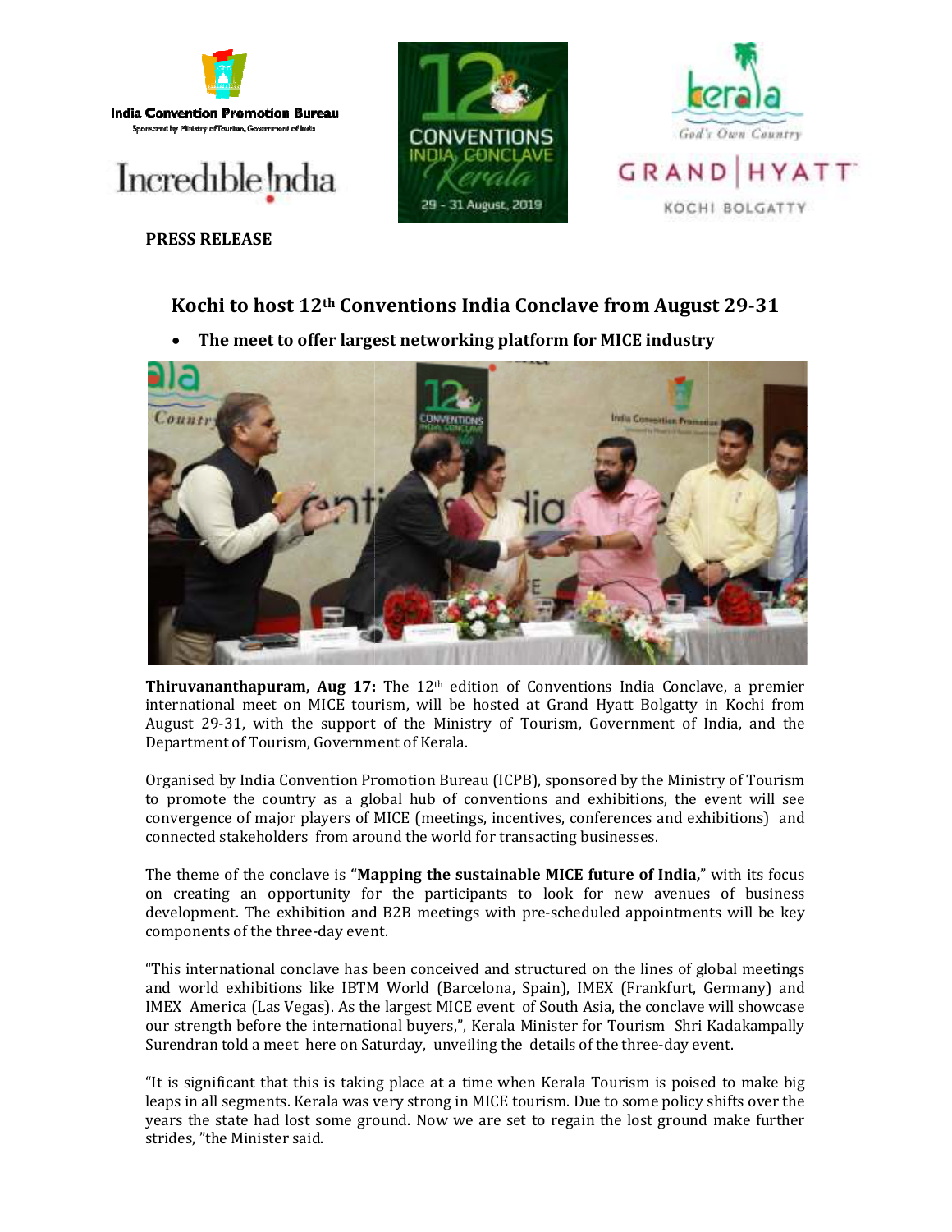**PRESS RELEASE**

## Kochi to host 12th Conventions India Conclave from August 29-31

- **The meet to offer largest networking platform for MICE industry**

**Thiruvananthapuram, Aug 17:** The 12th edition of Conventions India Conclave, a premier international meet on MICE tourism, will be hosted at Grand Hyatt Bolgatty in Kochi from August 29-31, with the support of the Ministry of Tourism, Government of India, and the Department of Tourism, Government of Kerala.

Organised by India Convention Promotion Bureau (ICPB), sponsored by the Ministry of Tourism to promote the country as a global hub of conventions and exhibitions, the event will see convergence of major players of MICE (meetings, incentives, conferences and exhibitions) and connected stakeholders from around the world for transacting businesses.

The theme of the conclave is **"Mapping the sustainable MICE future of India,"** with its focus on creating an opportunity for the participants to look for new avenues of business development. The exhibition and B2B meetings with pre-scheduled appointments will be key components of the three-day event.

"This international conclave has been conceived and structured on the lines of global meetings and world exhibitions like IBTM World (Barcelona, Spain), IMEX (Frankfurt, Germany) and IMEX America (Las Vegas). As the largest MICE event of South Asia, the conclave will showcase our strength before the international buyers,", Kerala Minister for Tourism Shri Kadakampally Surendran told a meet here on Saturday, unveiling the details of the three-day event.

"It is significant that this is taking place at a time when Kerala Tourism is poised to make big leaps in all segments. Kerala was very strong in MICE tourism. Due to some policy shifts over the years the state had lost some ground. Now we are set to regain the lost ground make further strides, "the Minister said.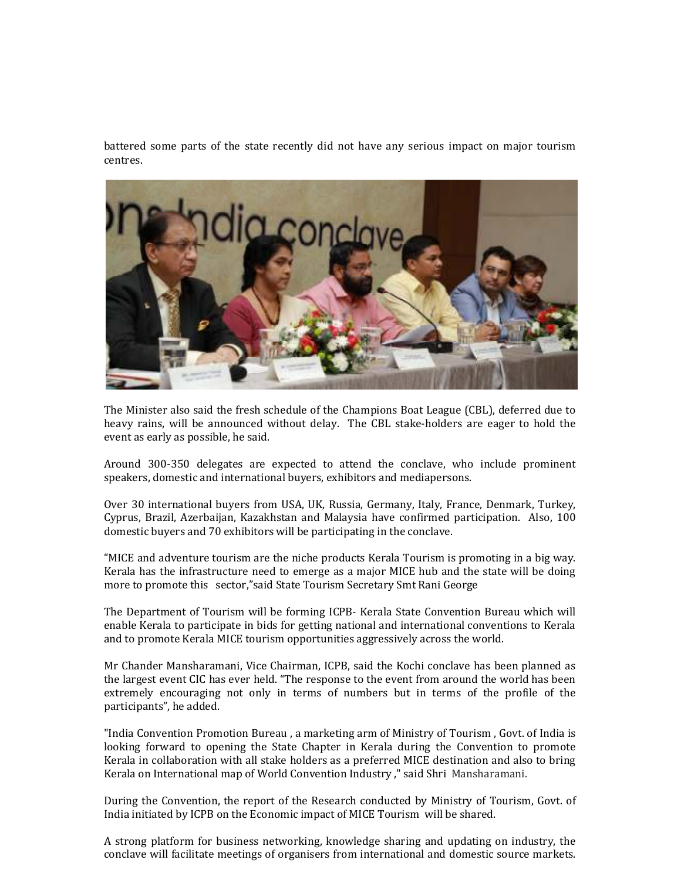battered some parts of the state recently did not have any serious impact on major tourism centres.

The Minister also said the fresh schedule of the Champions Boat League (CBL), deferred due to heavy rains, will be announced without delay. The CBL stake-holders are eager to hold the event as early as possible, he said.

Around 300-350 delegates are expected to attend the conclave, who include prominent speakers, domestic and international buyers, exhibitors and mediapersons.

Over 30 international buyers from USA, UK, Russia, Germany, Italy, France, Denmark, Turkey, Cyprus, Brazil, Azerbaijan, Kazakhstan and Malaysia have confirmed participation. Also, 100 domestic buyers and 70 exhibitors will be participating in the conclave.

"MICE and adventure tourism are the niche products Kerala Tourism is promoting in a big way. Kerala has the infrastructure need to emerge as a major MICE hub and the state will be doing more to promote this sector,"said State Tourism Secretary Smt Rani George

The Department of Tourism will be forming ICPB- Kerala State Convention Bureau which will enable Kerala to participate in bids for getting national and international conventions to Kerala and to promote Kerala MICE tourism opportunities aggressively across the world.

Mr Chander Mansharamani, Vice Chairman, ICPB, said the Kochi conclave has been planned as the largest event CIC has ever held. "The response to the event from around the world has been extremely encouraging not only in terms of numbers but in terms of the profile of the participants", he added.

"India Convention Promotion Bureau , a marketing arm of Ministry of Tourism , Govt. of India is looking forward to opening the State Chapter in Kerala during the Convention to promote Kerala in collaboration with all stake holders as a preferred MICE destination and also to bring Kerala on International map of World Convention Industry ," said Shri Mansharamani.

During the Convention, the report of the Research conducted by Ministry of Tourism, Govt. of India initiated by ICPB on the Economic impact of MICE Tourism will be shared.

A strong platform for business networking, knowledge sharing and updating on industry, the conclave will facilitate meetings of organisers from international and domestic source markets.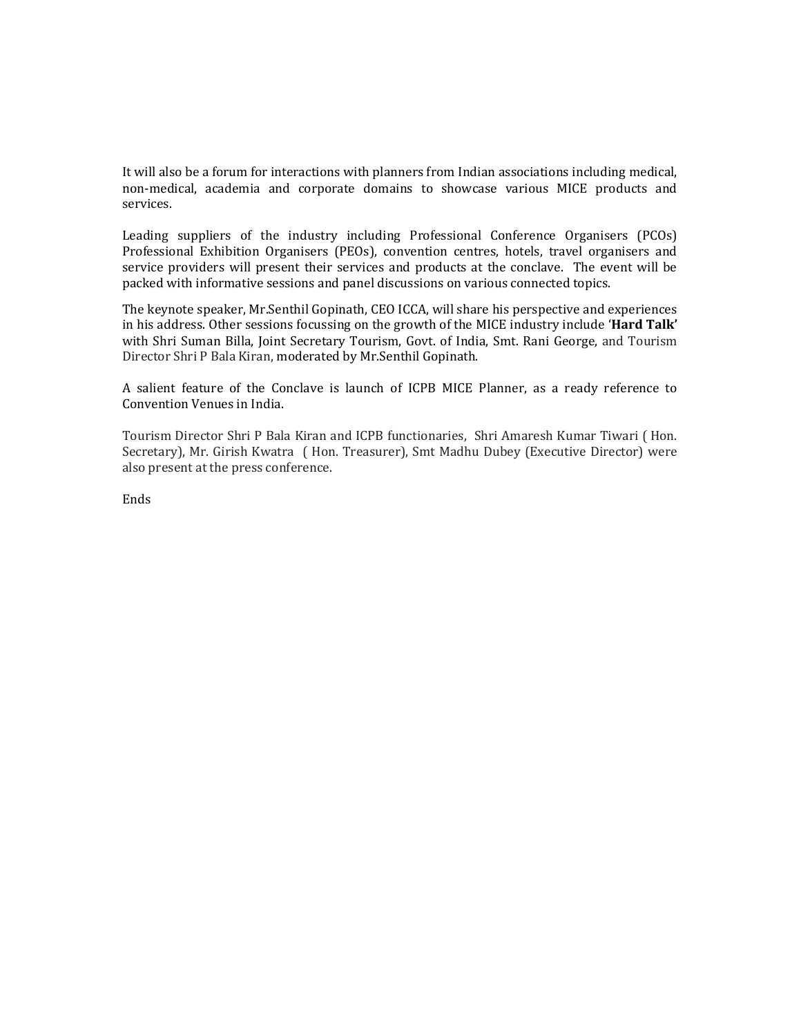It will also be a forum for interactions with planners from Indian associations including medical, non-medical, academia and corporate domains to showcase various MICE products and services.

Leading suppliers of the industry including Professional Conference Organisers (PCOs) Professional Exhibition Organisers (PEOs), convention centres, hotels, travel organisers and service providers will present their services and products at the conclave. The event will be packed with informative sessions and panel discussions on various connected topics.

The keynote speaker, Mr.Senthil Gopinath, CEO ICCA, will share his perspective and experiences in his address. Other sessions focussing on the growth of the MICE industry include '**Hard Talk**' with Shri Suman Billa, Joint Secretary Tourism, Govt. of India, Smt. Rani George, and Tourism Director Shri P Bala Kiran, moderated by Mr.Senthil Gopinath.

A salient feature of the Conclave is launch of ICPB MICE Planner, as a ready reference to Convention Venues in India.

Tourism Director Shri P Bala Kiran and ICPB functionaries, Shri Amaresh Kumar Tiwari ( Hon. Secretary), Mr. Girish Kwatra ( Hon. Treasurer), Smt Madhu Dubey (Executive Director) were also present at the press conference.

Ends